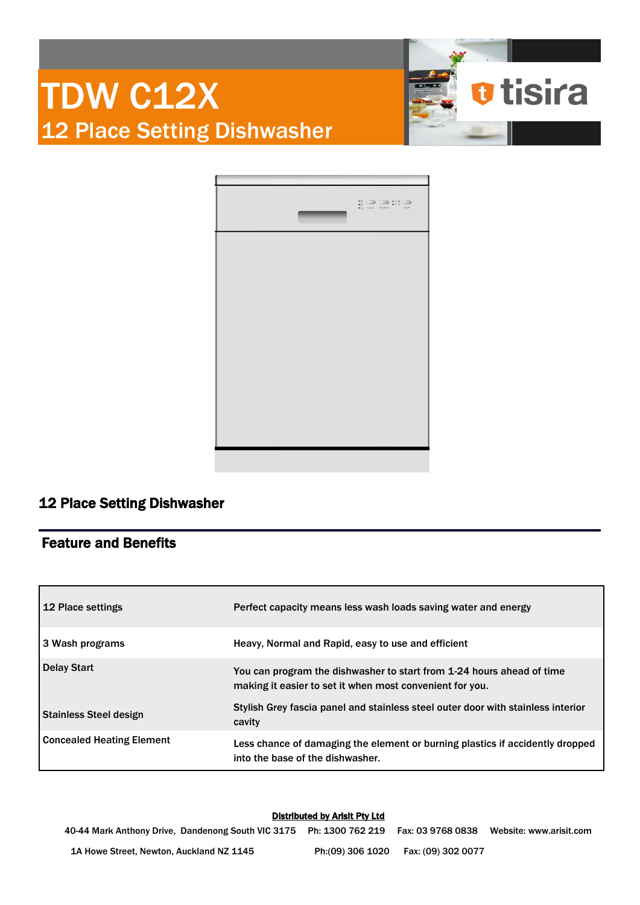# TDW C12X

## 12 Place Setting Dishwasher

tisira

### 12 Place Setting Dishwasher

### Feature and Benefits

| | |
|---|---|
| 12 Place settings | Perfect capacity means less wash loads saving water and energy |
| 3 Wash programs | Heavy, Normal and Rapid, easy to use and efficient |
| Delay Start | You can program the dishwasher to start from 1-24 hours ahead of time making it easier to set it when most convenient for you. |
| Stainless Steel design | Stylish Grey fascia panel and stainless steel outer door with stainless interior cavity |
| Concealed Heating Element | Less chance of damaging the element or burning plastics if accidently dropped into the base of the dishwasher. |

**Distributed by Arisit Pty Ltd**

40-44 Mark Anthony Drive, Dandenong South VIC 3175 Ph: 1300 762 219 Fax: 03 9768 0838 Website: www.arisit.com

1A Howe Street, Newton, Auckland NZ 1145 Ph:(09) 306 1020 Fax: (09) 302 0077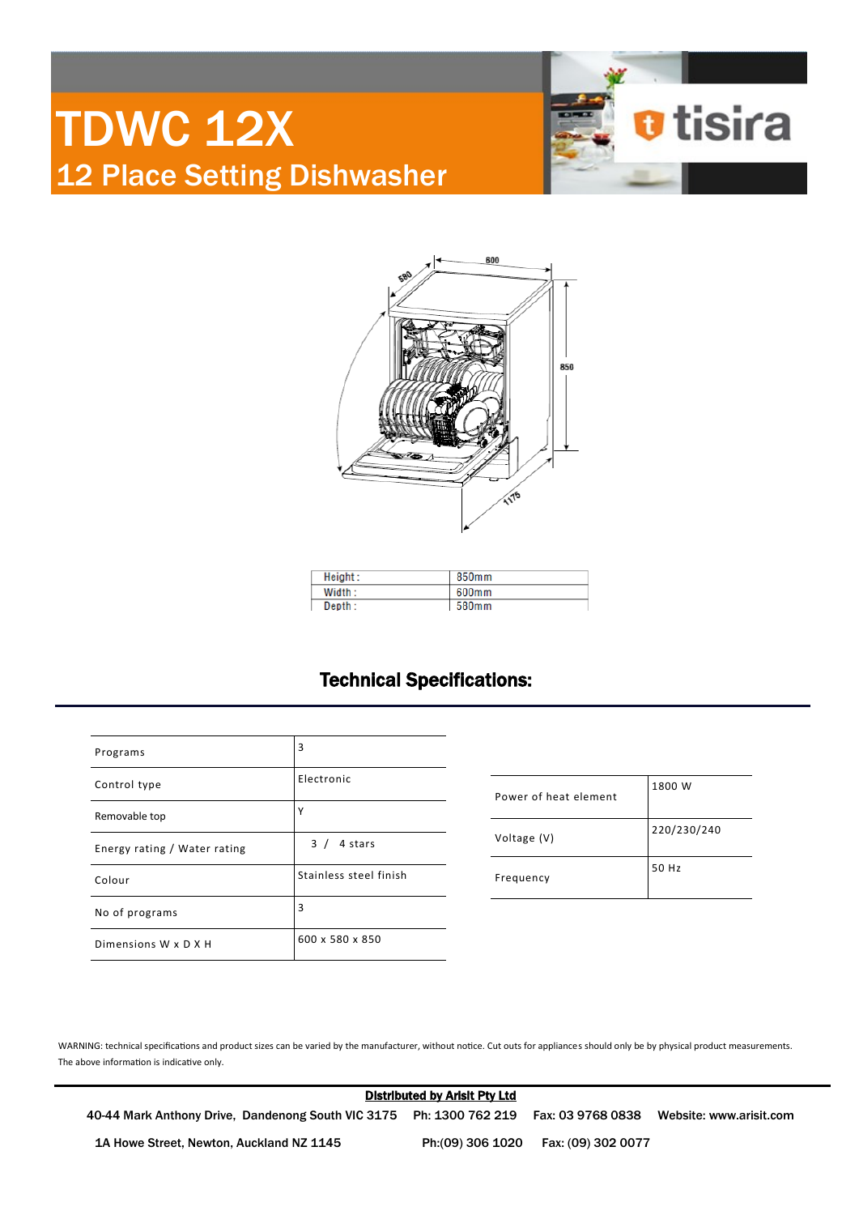# TDWC 12X

## 12 Place Setting Dishwasher

600
580
850
1175

| | |
|---|---|
| Height : | 850mm |
| Width : | 600mm |
| Depth : | 580mm |

## Technical Specifications:

| | |
|---|---|
| Programs | 3 |
| Control type | Electronic |
| Removable top | Y |
| Energy rating / Water rating | 3 / 4 stars |
| Colour | Stainless steel finish |
| No of programs | 3 |
| Dimensions W x D X H | 600 x 580 x 850 |

| | |
|---|---|
| Power of heat element | 1800 W |
| Voltage (V) | 220/230/240 |
| Frequency | 50 Hz |

WARNING: technical specifications and product sizes can be varied by the manufacturer, without notice. Cut outs for appliances should only be by physical product measurements. The above information is indicative only.

**Distributed by Arisit Pty Ltd**

40-44 Mark Anthony Drive, Dandenong South VIC 3175 Ph: 1300 762 219 Fax: 03 9768 0838 Website: www.arisit.com

1A Howe Street, Newton, Auckland NZ 1145 Ph:(09) 306 1020 Fax: (09) 302 0077